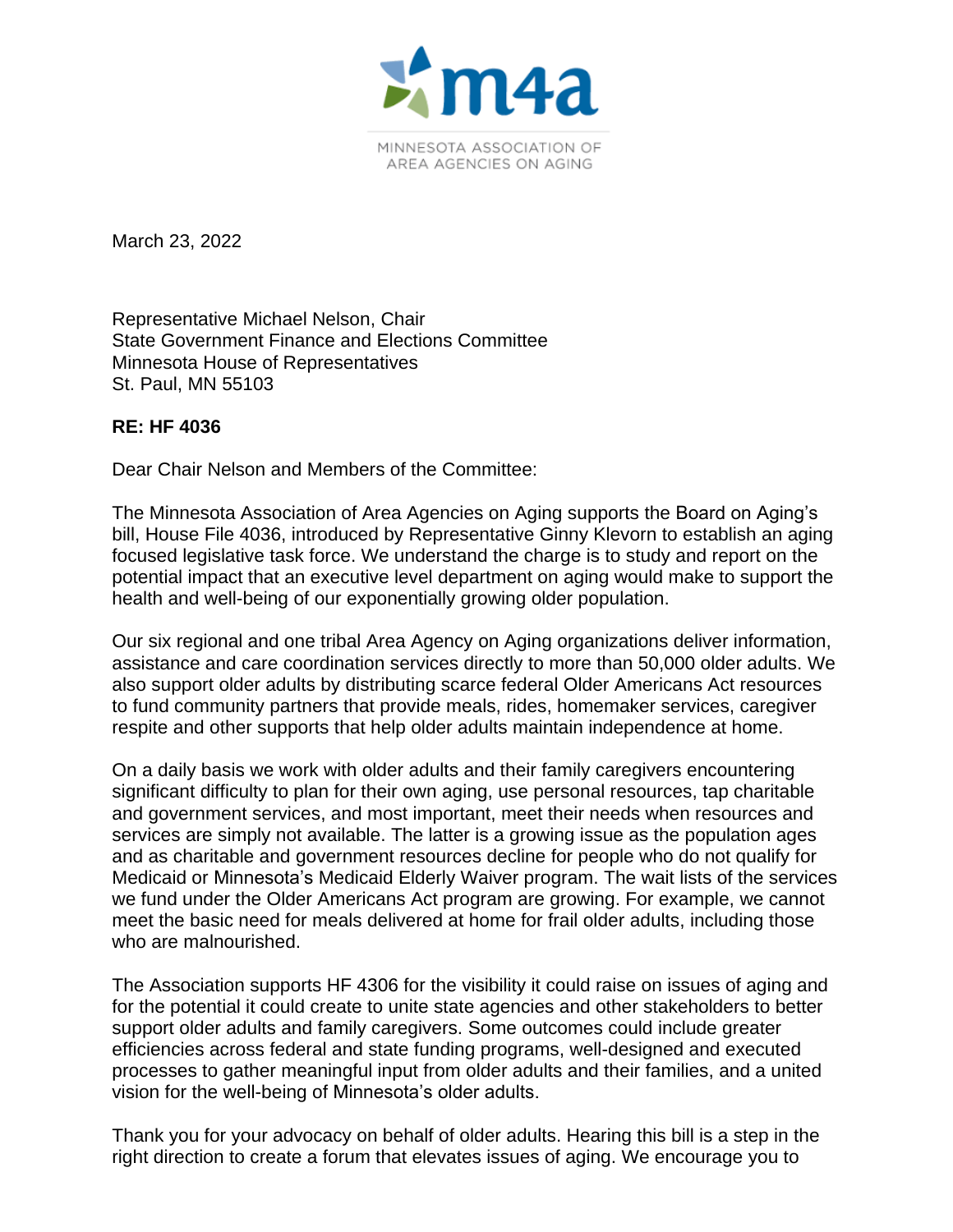m4a

MINNESOTA ASSOCIATION OF
AREA AGENCIES ON AGING

March 23, 2022

Representative Michael Nelson, Chair
State Government Finance and Elections Committee
Minnesota House of Representatives
St. Paul, MN 55103

**RE: HF 4036**

Dear Chair Nelson and Members of the Committee:

The Minnesota Association of Area Agencies on Aging supports the Board on Aging's bill, House File 4036, introduced by Representative Ginny Klevorn to establish an aging focused legislative task force. We understand the charge is to study and report on the potential impact that an executive level department on aging would make to support the health and well-being of our exponentially growing older population.

Our six regional and one tribal Area Agency on Aging organizations deliver information, assistance and care coordination services directly to more than 50,000 older adults. We also support older adults by distributing scarce federal Older Americans Act resources to fund community partners that provide meals, rides, homemaker services, caregiver respite and other supports that help older adults maintain independence at home.

On a daily basis we work with older adults and their family caregivers encountering significant difficulty to plan for their own aging, use personal resources, tap charitable and government services, and most important, meet their needs when resources and services are simply not available. The latter is a growing issue as the population ages and as charitable and government resources decline for people who do not qualify for Medicaid or Minnesota's Medicaid Elderly Waiver program. The wait lists of the services we fund under the Older Americans Act program are growing. For example, we cannot meet the basic need for meals delivered at home for frail older adults, including those who are malnourished.

The Association supports HF 4306 for the visibility it could raise on issues of aging and for the potential it could create to unite state agencies and other stakeholders to better support older adults and family caregivers. Some outcomes could include greater efficiencies across federal and state funding programs, well-designed and executed processes to gather meaningful input from older adults and their families, and a united vision for the well-being of Minnesota's older adults.

Thank you for your advocacy on behalf of older adults. Hearing this bill is a step in the right direction to create a forum that elevates issues of aging. We encourage you to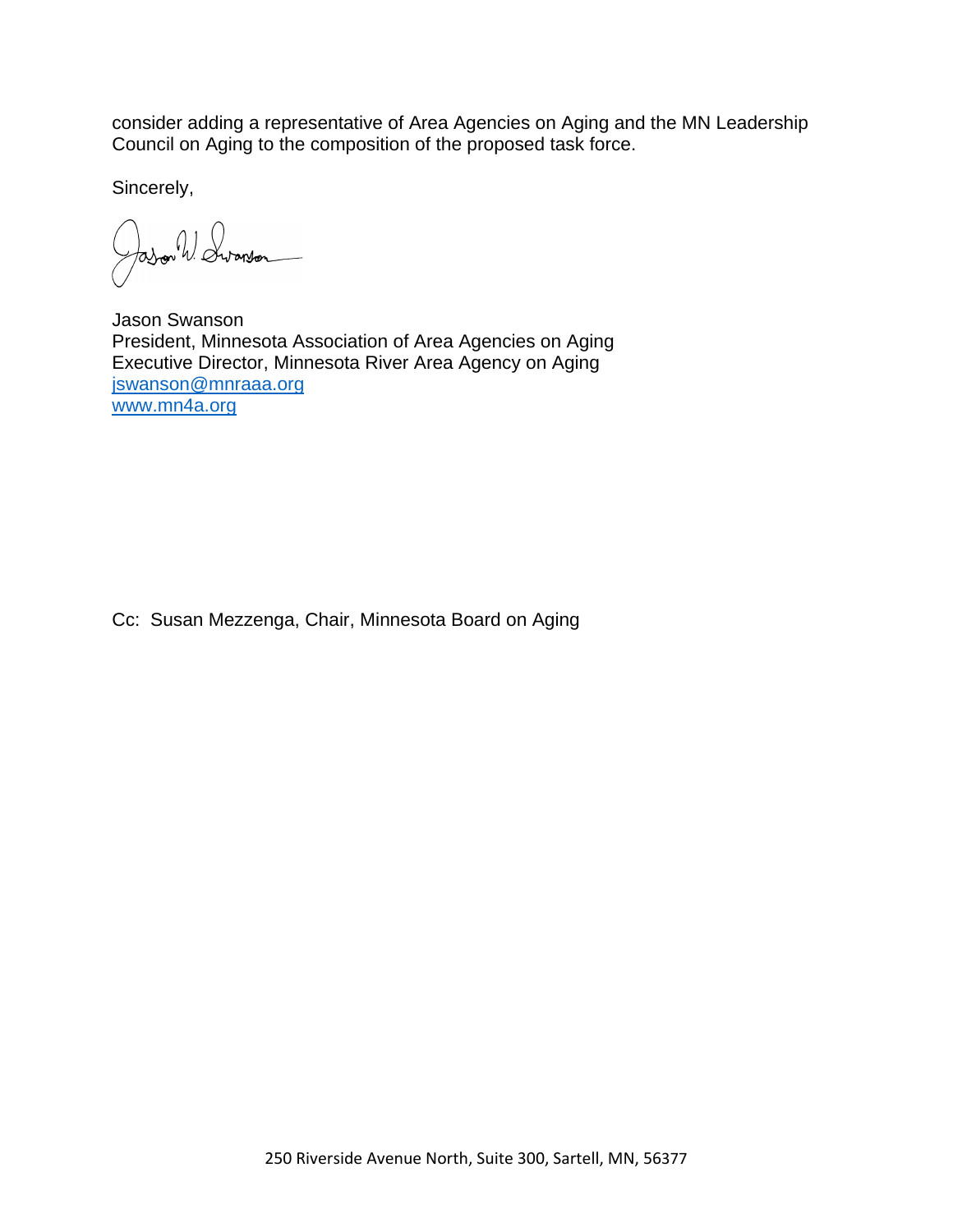consider adding a representative of Area Agencies on Aging and the MN Leadership Council on Aging to the composition of the proposed task force.

Sincerely,

Jason Swanson
President, Minnesota Association of Area Agencies on Aging
Executive Director, Minnesota River Area Agency on Aging
jswanson@mnraaa.org
www.mn4a.org

Cc: Susan Mezzenga, Chair, Minnesota Board on Aging

250 Riverside Avenue North, Suite 300, Sartell, MN, 56377